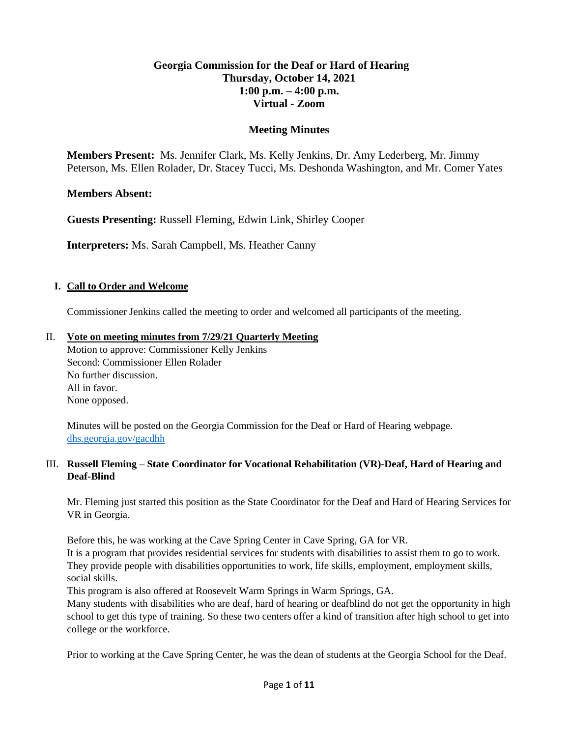**Georgia Commission for the Deaf or Hard of Hearing**
**Thursday, October 14, 2021**
**1:00 p.m. – 4:00 p.m.**
**Virtual - Zoom**

## Meeting Minutes

**Members Present:** Ms. Jennifer Clark, Ms. Kelly Jenkins, Dr. Amy Lederberg, Mr. Jimmy Peterson, Ms. Ellen Rolader, Dr. Stacey Tucci, Ms. Deshonda Washington, and Mr. Comer Yates

**Members Absent:**

**Guests Presenting:** Russell Fleming, Edwin Link, Shirley Cooper

**Interpreters:** Ms. Sarah Campbell, Ms. Heather Canny

### I. Call to Order and Welcome

Commissioner Jenkins called the meeting to order and welcomed all participants of the meeting.

### II. Vote on meeting minutes from 7/29/21 Quarterly Meeting

Motion to approve: Commissioner Kelly Jenkins
Second: Commissioner Ellen Rolader
No further discussion.
All in favor.
None opposed.

Minutes will be posted on the Georgia Commission for the Deaf or Hard of Hearing webpage. [dhs.georgia.gov/gacdhh](dhs.georgia.gov/gacdhh)

### III. Russell Fleming – State Coordinator for Vocational Rehabilitation (VR)-Deaf, Hard of Hearing and Deaf-Blind

Mr. Fleming just started this position as the State Coordinator for the Deaf and Hard of Hearing Services for VR in Georgia.

Before this, he was working at the Cave Spring Center in Cave Spring, GA for VR.
It is a program that provides residential services for students with disabilities to assist them to go to work. They provide people with disabilities opportunities to work, life skills, employment, employment skills, social skills.
This program is also offered at Roosevelt Warm Springs in Warm Springs, GA.
Many students with disabilities who are deaf, hard of hearing or deafblind do not get the opportunity in high school to get this type of training. So these two centers offer a kind of transition after high school to get into college or the workforce.

Prior to working at the Cave Spring Center, he was the dean of students at the Georgia School for the Deaf.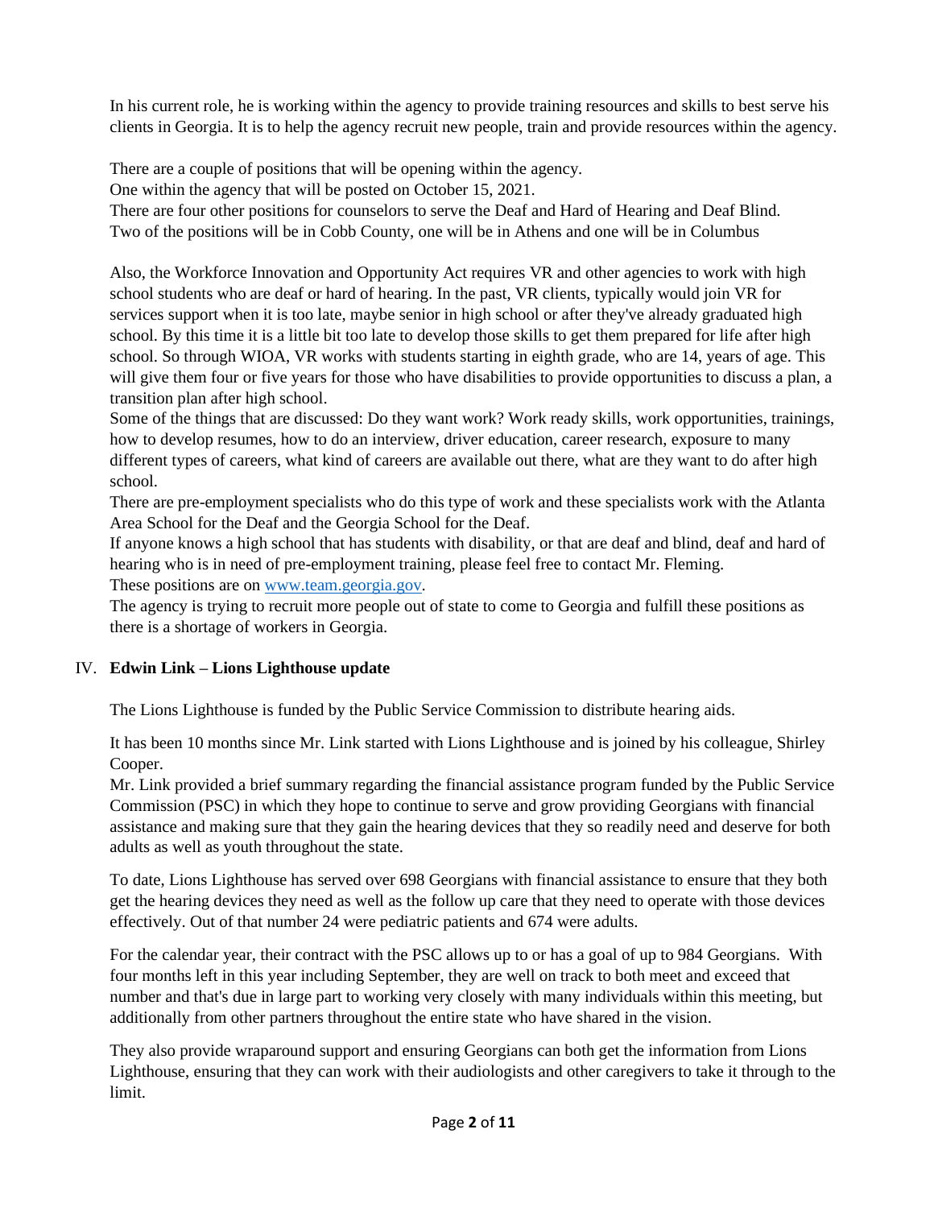In his current role, he is working within the agency to provide training resources and skills to best serve his clients in Georgia. It is to help the agency recruit new people, train and provide resources within the agency.

There are a couple of positions that will be opening within the agency.
One within the agency that will be posted on October 15, 2021.
There are four other positions for counselors to serve the Deaf and Hard of Hearing and Deaf Blind.
Two of the positions will be in Cobb County, one will be in Athens and one will be in Columbus

Also, the Workforce Innovation and Opportunity Act requires VR and other agencies to work with high school students who are deaf or hard of hearing. In the past, VR clients, typically would join VR for services support when it is too late, maybe senior in high school or after they've already graduated high school. By this time it is a little bit too late to develop those skills to get them prepared for life after high school. So through WIOA, VR works with students starting in eighth grade, who are 14, years of age. This will give them four or five years for those who have disabilities to provide opportunities to discuss a plan, a transition plan after high school.
Some of the things that are discussed: Do they want work? Work ready skills, work opportunities, trainings, how to develop resumes, how to do an interview, driver education, career research, exposure to many different types of careers, what kind of careers are available out there, what are they want to do after high school.
There are pre-employment specialists who do this type of work and these specialists work with the Atlanta Area School for the Deaf and the Georgia School for the Deaf.
If anyone knows a high school that has students with disability, or that are deaf and blind, deaf and hard of hearing who is in need of pre-employment training, please feel free to contact Mr. Fleming.
These positions are on [www.team.georgia.gov](www.team.georgia.gov).
The agency is trying to recruit more people out of state to come to Georgia and fulfill these positions as there is a shortage of workers in Georgia.

IV. **Edwin Link – Lions Lighthouse update**

The Lions Lighthouse is funded by the Public Service Commission to distribute hearing aids.

It has been 10 months since Mr. Link started with Lions Lighthouse and is joined by his colleague, Shirley Cooper.
Mr. Link provided a brief summary regarding the financial assistance program funded by the Public Service Commission (PSC) in which they hope to continue to serve and grow providing Georgians with financial assistance and making sure that they gain the hearing devices that they so readily need and deserve for both adults as well as youth throughout the state.

To date, Lions Lighthouse has served over 698 Georgians with financial assistance to ensure that they both get the hearing devices they need as well as the follow up care that they need to operate with those devices effectively. Out of that number 24 were pediatric patients and 674 were adults.

For the calendar year, their contract with the PSC allows up to or has a goal of up to 984 Georgians. With four months left in this year including September, they are well on track to both meet and exceed that number and that's due in large part to working very closely with many individuals within this meeting, but additionally from other partners throughout the entire state who have shared in the vision.

They also provide wraparound support and ensuring Georgians can both get the information from Lions Lighthouse, ensuring that they can work with their audiologists and other caregivers to take it through to the limit.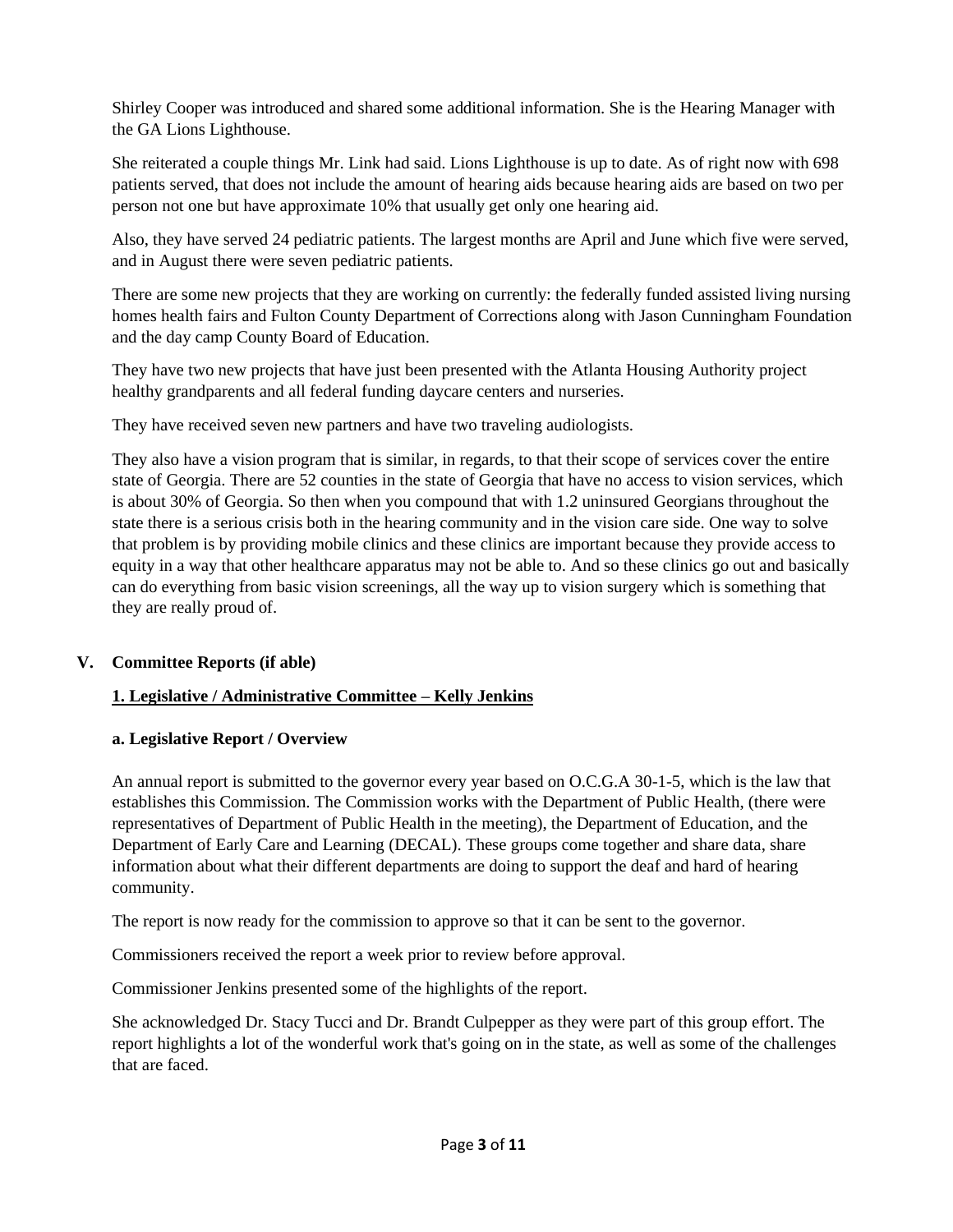Shirley Cooper was introduced and shared some additional information. She is the Hearing Manager with the GA Lions Lighthouse.

She reiterated a couple things Mr. Link had said. Lions Lighthouse is up to date. As of right now with 698 patients served, that does not include the amount of hearing aids because hearing aids are based on two per person not one but have approximate 10% that usually get only one hearing aid.

Also, they have served 24 pediatric patients. The largest months are April and June which five were served, and in August there were seven pediatric patients.

There are some new projects that they are working on currently: the federally funded assisted living nursing homes health fairs and Fulton County Department of Corrections along with Jason Cunningham Foundation and the day camp County Board of Education.

They have two new projects that have just been presented with the Atlanta Housing Authority project healthy grandparents and all federal funding daycare centers and nurseries.

They have received seven new partners and have two traveling audiologists.

They also have a vision program that is similar, in regards, to that their scope of services cover the entire state of Georgia. There are 52 counties in the state of Georgia that have no access to vision services, which is about 30% of Georgia. So then when you compound that with 1.2 uninsured Georgians throughout the state there is a serious crisis both in the hearing community and in the vision care side. One way to solve that problem is by providing mobile clinics and these clinics are important because they provide access to equity in a way that other healthcare apparatus may not be able to. And so these clinics go out and basically can do everything from basic vision screenings, all the way up to vision surgery which is something that they are really proud of.

## V. Committee Reports (if able)

### <u>1. Legislative / Administrative Committee – Kelly Jenkins</u>

#### a. Legislative Report / Overview

An annual report is submitted to the governor every year based on O.C.G.A 30-1-5, which is the law that establishes this Commission. The Commission works with the Department of Public Health, (there were representatives of Department of Public Health in the meeting), the Department of Education, and the Department of Early Care and Learning (DECAL). These groups come together and share data, share information about what their different departments are doing to support the deaf and hard of hearing community.

The report is now ready for the commission to approve so that it can be sent to the governor.

Commissioners received the report a week prior to review before approval.

Commissioner Jenkins presented some of the highlights of the report.

She acknowledged Dr. Stacy Tucci and Dr. Brandt Culpepper as they were part of this group effort. The report highlights a lot of the wonderful work that's going on in the state, as well as some of the challenges that are faced.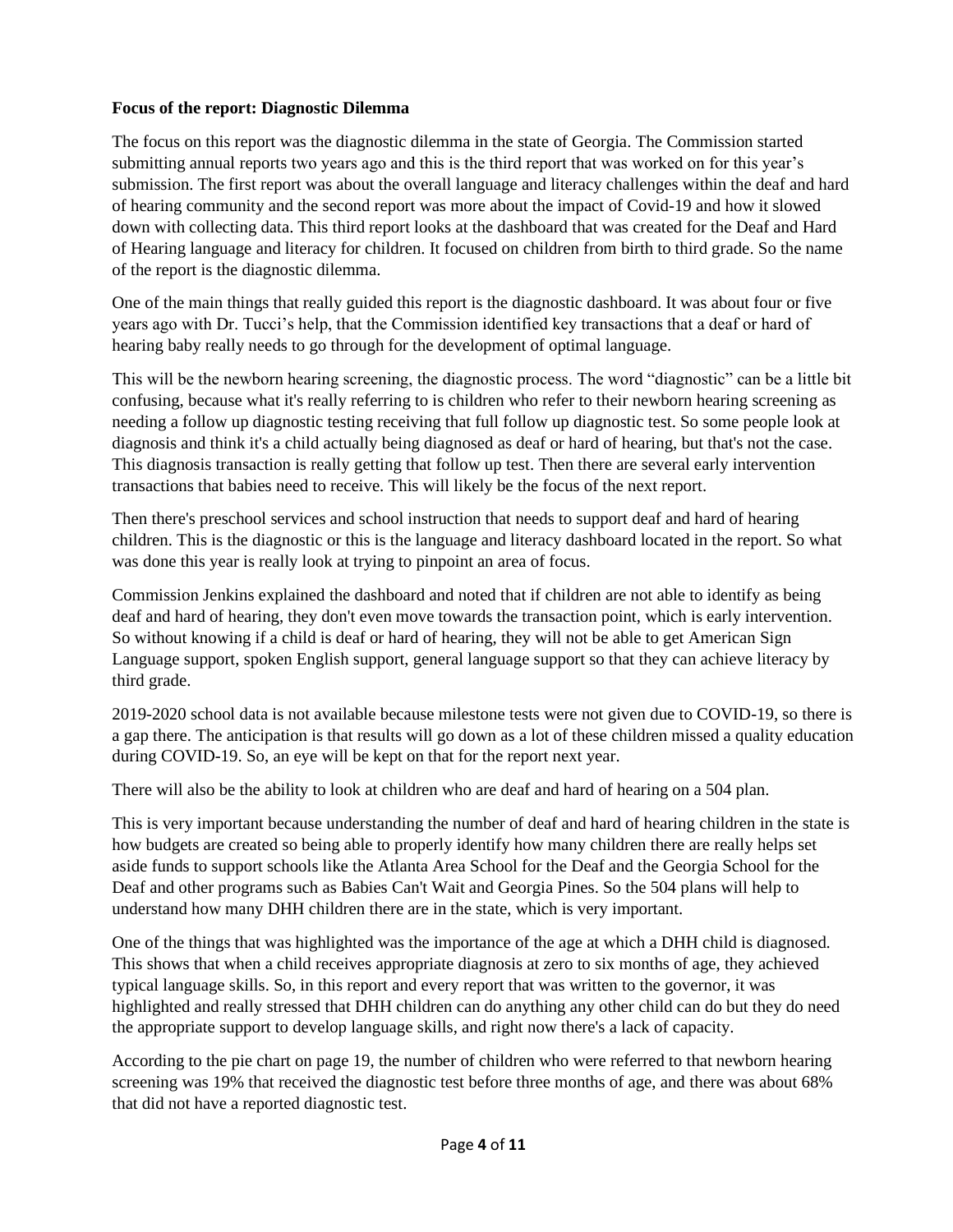**Focus of the report: Diagnostic Dilemma**

The focus on this report was the diagnostic dilemma in the state of Georgia. The Commission started submitting annual reports two years ago and this is the third report that was worked on for this year's submission. The first report was about the overall language and literacy challenges within the deaf and hard of hearing community and the second report was more about the impact of Covid-19 and how it slowed down with collecting data. This third report looks at the dashboard that was created for the Deaf and Hard of Hearing language and literacy for children. It focused on children from birth to third grade. So the name of the report is the diagnostic dilemma.

One of the main things that really guided this report is the diagnostic dashboard. It was about four or five years ago with Dr. Tucci's help, that the Commission identified key transactions that a deaf or hard of hearing baby really needs to go through for the development of optimal language.

This will be the newborn hearing screening, the diagnostic process. The word "diagnostic" can be a little bit confusing, because what it's really referring to is children who refer to their newborn hearing screening as needing a follow up diagnostic testing receiving that full follow up diagnostic test. So some people look at diagnosis and think it's a child actually being diagnosed as deaf or hard of hearing, but that's not the case. This diagnosis transaction is really getting that follow up test. Then there are several early intervention transactions that babies need to receive. This will likely be the focus of the next report.

Then there's preschool services and school instruction that needs to support deaf and hard of hearing children. This is the diagnostic or this is the language and literacy dashboard located in the report. So what was done this year is really look at trying to pinpoint an area of focus.

Commission Jenkins explained the dashboard and noted that if children are not able to identify as being deaf and hard of hearing, they don't even move towards the transaction point, which is early intervention. So without knowing if a child is deaf or hard of hearing, they will not be able to get American Sign Language support, spoken English support, general language support so that they can achieve literacy by third grade.

2019-2020 school data is not available because milestone tests were not given due to COVID-19, so there is a gap there. The anticipation is that results will go down as a lot of these children missed a quality education during COVID-19. So, an eye will be kept on that for the report next year.

There will also be the ability to look at children who are deaf and hard of hearing on a 504 plan.

This is very important because understanding the number of deaf and hard of hearing children in the state is how budgets are created so being able to properly identify how many children there are really helps set aside funds to support schools like the Atlanta Area School for the Deaf and the Georgia School for the Deaf and other programs such as Babies Can't Wait and Georgia Pines. So the 504 plans will help to understand how many DHH children there are in the state, which is very important.

One of the things that was highlighted was the importance of the age at which a DHH child is diagnosed. This shows that when a child receives appropriate diagnosis at zero to six months of age, they achieved typical language skills. So, in this report and every report that was written to the governor, it was highlighted and really stressed that DHH children can do anything any other child can do but they do need the appropriate support to develop language skills, and right now there's a lack of capacity.

According to the pie chart on page 19, the number of children who were referred to that newborn hearing screening was 19% that received the diagnostic test before three months of age, and there was about 68% that did not have a reported diagnostic test.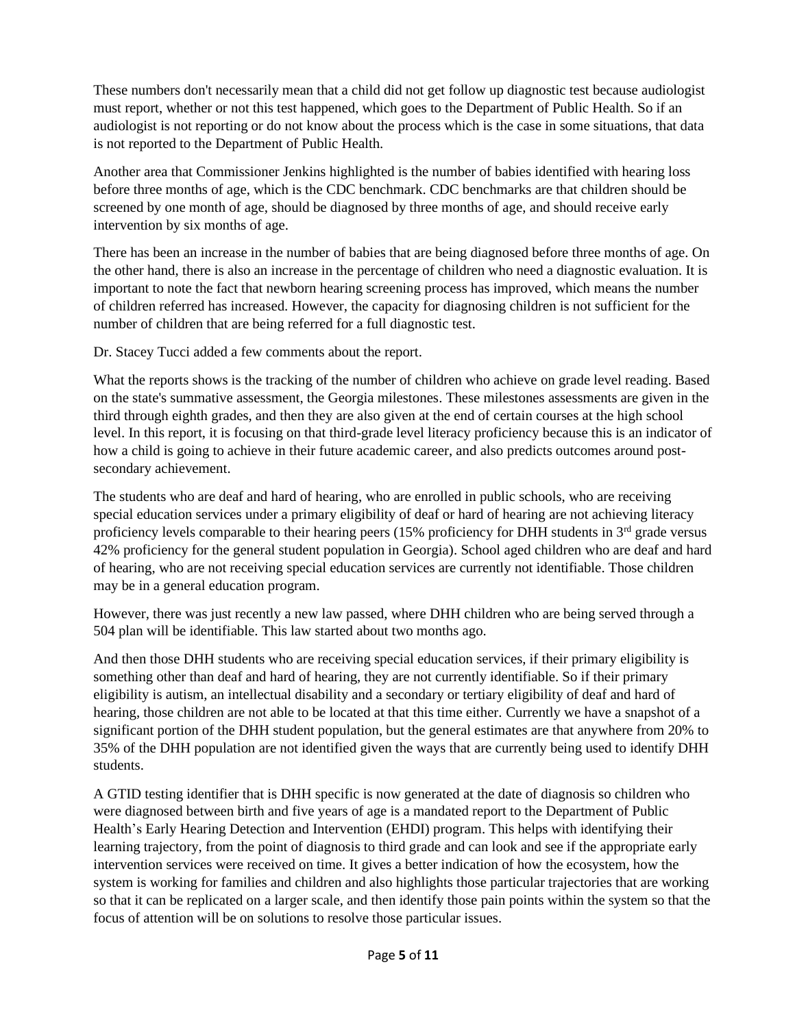These numbers don't necessarily mean that a child did not get follow up diagnostic test because audiologist must report, whether or not this test happened, which goes to the Department of Public Health. So if an audiologist is not reporting or do not know about the process which is the case in some situations, that data is not reported to the Department of Public Health.

Another area that Commissioner Jenkins highlighted is the number of babies identified with hearing loss before three months of age, which is the CDC benchmark. CDC benchmarks are that children should be screened by one month of age, should be diagnosed by three months of age, and should receive early intervention by six months of age.

There has been an increase in the number of babies that are being diagnosed before three months of age. On the other hand, there is also an increase in the percentage of children who need a diagnostic evaluation. It is important to note the fact that newborn hearing screening process has improved, which means the number of children referred has increased. However, the capacity for diagnosing children is not sufficient for the number of children that are being referred for a full diagnostic test.

Dr. Stacey Tucci added a few comments about the report.

What the reports shows is the tracking of the number of children who achieve on grade level reading. Based on the state's summative assessment, the Georgia milestones. These milestones assessments are given in the third through eighth grades, and then they are also given at the end of certain courses at the high school level. In this report, it is focusing on that third-grade level literacy proficiency because this is an indicator of how a child is going to achieve in their future academic career, and also predicts outcomes around post-secondary achievement.

The students who are deaf and hard of hearing, who are enrolled in public schools, who are receiving special education services under a primary eligibility of deaf or hard of hearing are not achieving literacy proficiency levels comparable to their hearing peers (15% proficiency for DHH students in 3rd grade versus 42% proficiency for the general student population in Georgia). School aged children who are deaf and hard of hearing, who are not receiving special education services are currently not identifiable. Those children may be in a general education program.

However, there was just recently a new law passed, where DHH children who are being served through a 504 plan will be identifiable. This law started about two months ago.

And then those DHH students who are receiving special education services, if their primary eligibility is something other than deaf and hard of hearing, they are not currently identifiable. So if their primary eligibility is autism, an intellectual disability and a secondary or tertiary eligibility of deaf and hard of hearing, those children are not able to be located at that this time either. Currently we have a snapshot of a significant portion of the DHH student population, but the general estimates are that anywhere from 20% to 35% of the DHH population are not identified given the ways that are currently being used to identify DHH students.

A GTID testing identifier that is DHH specific is now generated at the date of diagnosis so children who were diagnosed between birth and five years of age is a mandated report to the Department of Public Health's Early Hearing Detection and Intervention (EHDI) program. This helps with identifying their learning trajectory, from the point of diagnosis to third grade and can look and see if the appropriate early intervention services were received on time. It gives a better indication of how the ecosystem, how the system is working for families and children and also highlights those particular trajectories that are working so that it can be replicated on a larger scale, and then identify those pain points within the system so that the focus of attention will be on solutions to resolve those particular issues.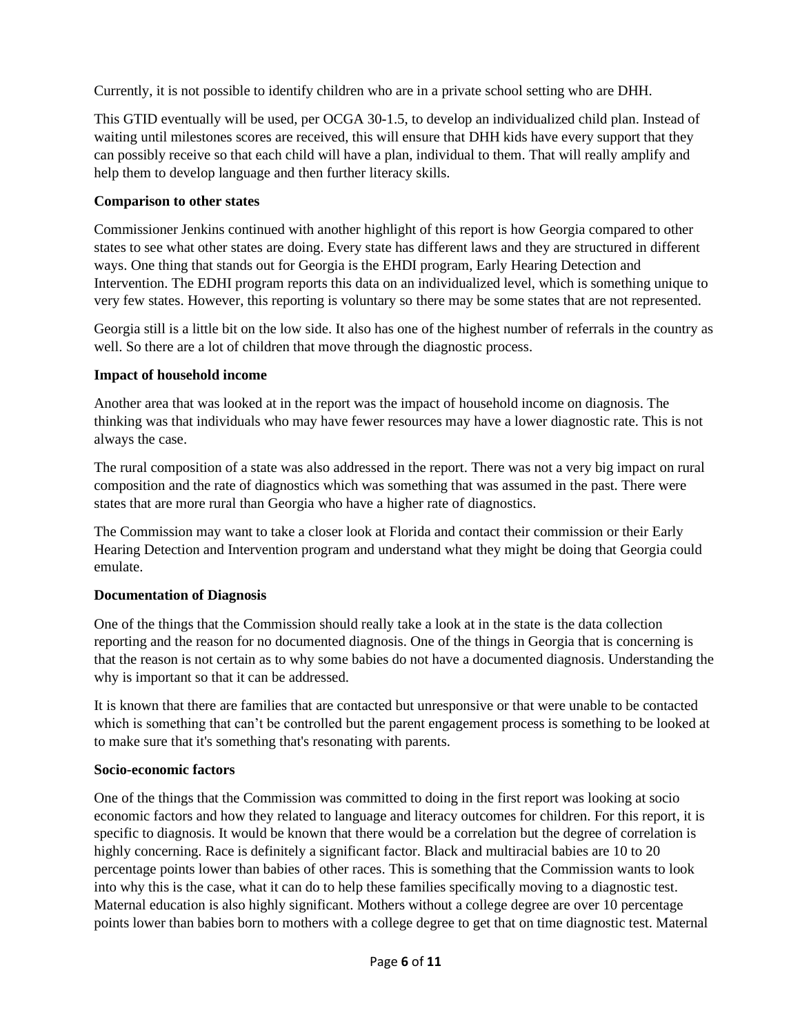Currently, it is not possible to identify children who are in a private school setting who are DHH.

This GTID eventually will be used, per OCGA 30-1.5, to develop an individualized child plan. Instead of waiting until milestones scores are received, this will ensure that DHH kids have every support that they can possibly receive so that each child will have a plan, individual to them. That will really amplify and help them to develop language and then further literacy skills.

**Comparison to other states**

Commissioner Jenkins continued with another highlight of this report is how Georgia compared to other states to see what other states are doing. Every state has different laws and they are structured in different ways. One thing that stands out for Georgia is the EHDI program, Early Hearing Detection and Intervention. The EDHI program reports this data on an individualized level, which is something unique to very few states. However, this reporting is voluntary so there may be some states that are not represented.

Georgia still is a little bit on the low side. It also has one of the highest number of referrals in the country as well. So there are a lot of children that move through the diagnostic process.

**Impact of household income**

Another area that was looked at in the report was the impact of household income on diagnosis. The thinking was that individuals who may have fewer resources may have a lower diagnostic rate. This is not always the case.

The rural composition of a state was also addressed in the report. There was not a very big impact on rural composition and the rate of diagnostics which was something that was assumed in the past. There were states that are more rural than Georgia who have a higher rate of diagnostics.

The Commission may want to take a closer look at Florida and contact their commission or their Early Hearing Detection and Intervention program and understand what they might be doing that Georgia could emulate.

**Documentation of Diagnosis**

One of the things that the Commission should really take a look at in the state is the data collection reporting and the reason for no documented diagnosis. One of the things in Georgia that is concerning is that the reason is not certain as to why some babies do not have a documented diagnosis. Understanding the why is important so that it can be addressed.

It is known that there are families that are contacted but unresponsive or that were unable to be contacted which is something that can't be controlled but the parent engagement process is something to be looked at to make sure that it's something that's resonating with parents.

**Socio-economic factors**

One of the things that the Commission was committed to doing in the first report was looking at socio economic factors and how they related to language and literacy outcomes for children. For this report, it is specific to diagnosis. It would be known that there would be a correlation but the degree of correlation is highly concerning. Race is definitely a significant factor. Black and multiracial babies are 10 to 20 percentage points lower than babies of other races. This is something that the Commission wants to look into why this is the case, what it can do to help these families specifically moving to a diagnostic test. Maternal education is also highly significant. Mothers without a college degree are over 10 percentage points lower than babies born to mothers with a college degree to get that on time diagnostic test. Maternal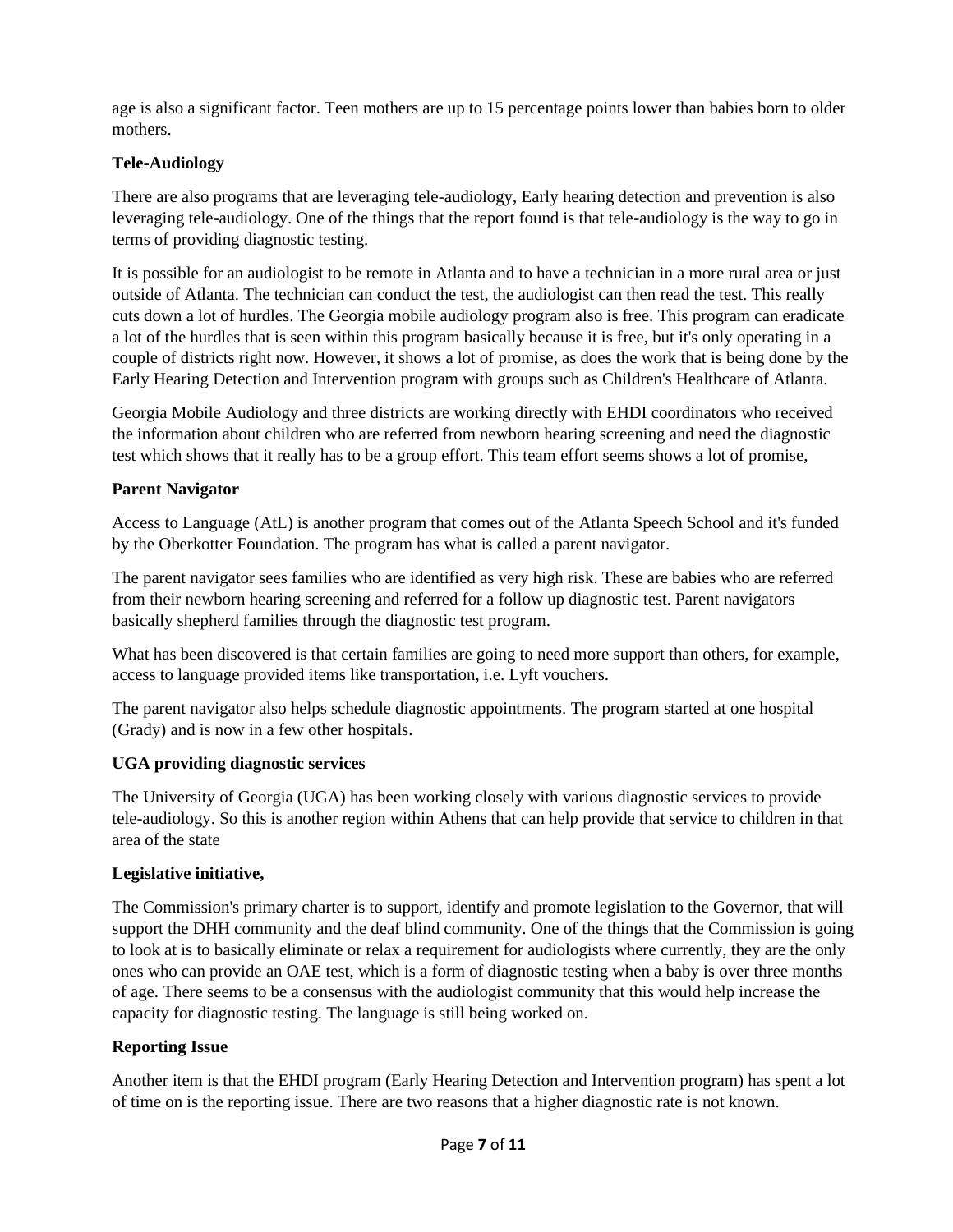age is also a significant factor. Teen mothers are up to 15 percentage points lower than babies born to older mothers.

**Tele-Audiology**

There are also programs that are leveraging tele-audiology, Early hearing detection and prevention is also leveraging tele-audiology. One of the things that the report found is that tele-audiology is the way to go in terms of providing diagnostic testing.

It is possible for an audiologist to be remote in Atlanta and to have a technician in a more rural area or just outside of Atlanta. The technician can conduct the test, the audiologist can then read the test. This really cuts down a lot of hurdles. The Georgia mobile audiology program also is free. This program can eradicate a lot of the hurdles that is seen within this program basically because it is free, but it's only operating in a couple of districts right now. However, it shows a lot of promise, as does the work that is being done by the Early Hearing Detection and Intervention program with groups such as Children's Healthcare of Atlanta.

Georgia Mobile Audiology and three districts are working directly with EHDI coordinators who received the information about children who are referred from newborn hearing screening and need the diagnostic test which shows that it really has to be a group effort. This team effort seems shows a lot of promise,

**Parent Navigator**

Access to Language (AtL) is another program that comes out of the Atlanta Speech School and it's funded by the Oberkotter Foundation. The program has what is called a parent navigator.

The parent navigator sees families who are identified as very high risk. These are babies who are referred from their newborn hearing screening and referred for a follow up diagnostic test. Parent navigators basically shepherd families through the diagnostic test program.

What has been discovered is that certain families are going to need more support than others, for example, access to language provided items like transportation, i.e. Lyft vouchers.

The parent navigator also helps schedule diagnostic appointments. The program started at one hospital (Grady) and is now in a few other hospitals.

**UGA providing diagnostic services**

The University of Georgia (UGA) has been working closely with various diagnostic services to provide tele-audiology. So this is another region within Athens that can help provide that service to children in that area of the state

**Legislative initiative,**

The Commission's primary charter is to support, identify and promote legislation to the Governor, that will support the DHH community and the deaf blind community. One of the things that the Commission is going to look at is to basically eliminate or relax a requirement for audiologists where currently, they are the only ones who can provide an OAE test, which is a form of diagnostic testing when a baby is over three months of age. There seems to be a consensus with the audiologist community that this would help increase the capacity for diagnostic testing. The language is still being worked on.

**Reporting Issue**

Another item is that the EHDI program (Early Hearing Detection and Intervention program) has spent a lot of time on is the reporting issue. There are two reasons that a higher diagnostic rate is not known.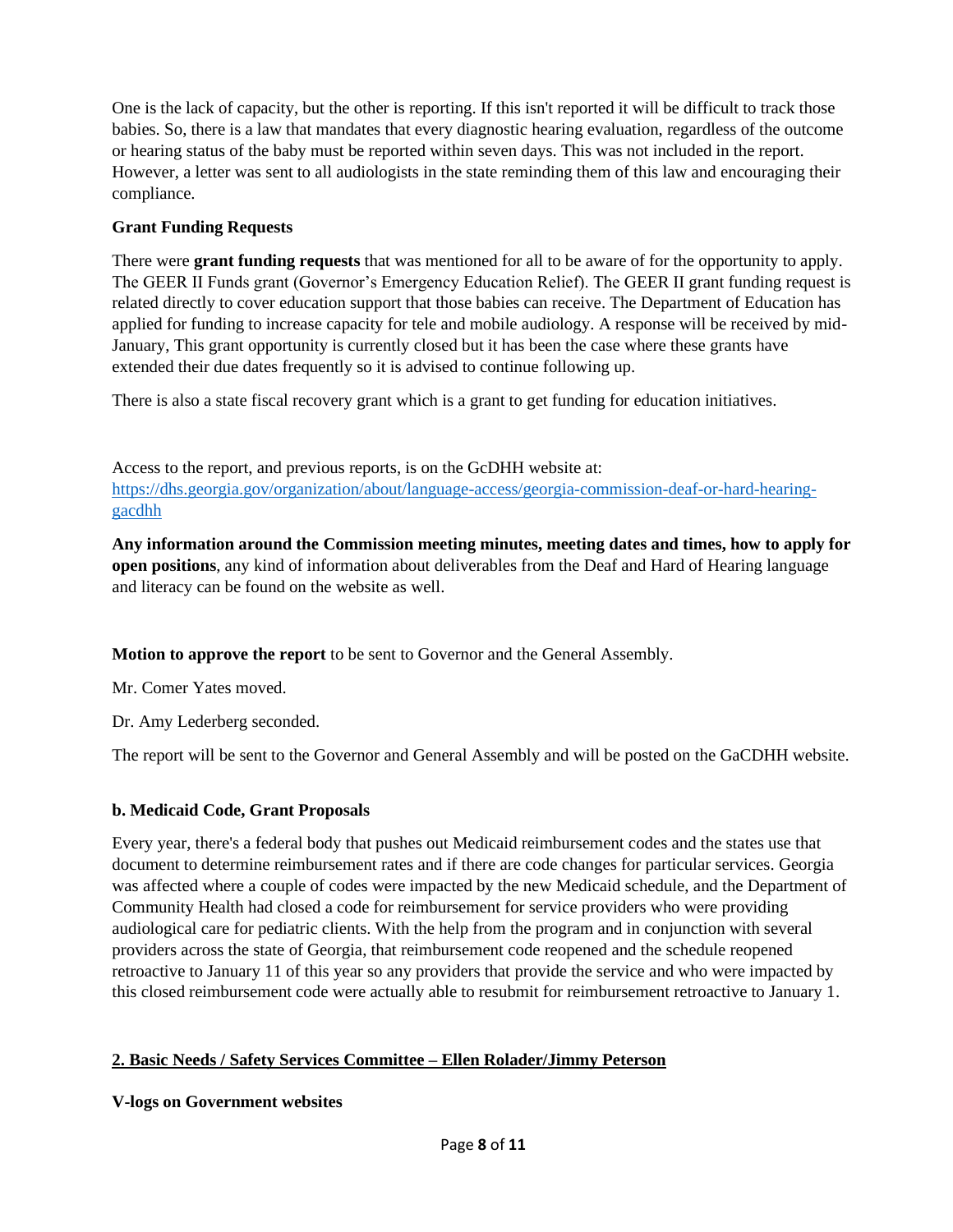One is the lack of capacity, but the other is reporting. If this isn't reported it will be difficult to track those babies. So, there is a law that mandates that every diagnostic hearing evaluation, regardless of the outcome or hearing status of the baby must be reported within seven days. This was not included in the report. However, a letter was sent to all audiologists in the state reminding them of this law and encouraging their compliance.

**Grant Funding Requests**

There were **grant funding requests** that was mentioned for all to be aware of for the opportunity to apply. The GEER II Funds grant (Governor's Emergency Education Relief). The GEER II grant funding request is related directly to cover education support that those babies can receive. The Department of Education has applied for funding to increase capacity for tele and mobile audiology. A response will be received by mid-January, This grant opportunity is currently closed but it has been the case where these grants have extended their due dates frequently so it is advised to continue following up.

There is also a state fiscal recovery grant which is a grant to get funding for education initiatives.

Access to the report, and previous reports, is on the GcDHH website at: [https://dhs.georgia.gov/organization/about/language-access/georgia-commission-deaf-or-hard-hearing-gacdhh](https://dhs.georgia.gov/organization/about/language-access/georgia-commission-deaf-or-hard-hearing-gacdhh)

**Any information around the Commission meeting minutes, meeting dates and times, how to apply for open positions**, any kind of information about deliverables from the Deaf and Hard of Hearing language and literacy can be found on the website as well.

**Motion to approve the report** to be sent to Governor and the General Assembly.

Mr. Comer Yates moved.

Dr. Amy Lederberg seconded.

The report will be sent to the Governor and General Assembly and will be posted on the GaCDHH website.

**b. Medicaid Code, Grant Proposals**

Every year, there's a federal body that pushes out Medicaid reimbursement codes and the states use that document to determine reimbursement rates and if there are code changes for particular services. Georgia was affected where a couple of codes were impacted by the new Medicaid schedule, and the Department of Community Health had closed a code for reimbursement for service providers who were providing audiological care for pediatric clients. With the help from the program and in conjunction with several providers across the state of Georgia, that reimbursement code reopened and the schedule reopened retroactive to January 11 of this year so any providers that provide the service and who were impacted by this closed reimbursement code were actually able to resubmit for reimbursement retroactive to January 1.

**2. Basic Needs / Safety Services Committee – Ellen Rolader/Jimmy Peterson**

**V-logs on Government websites**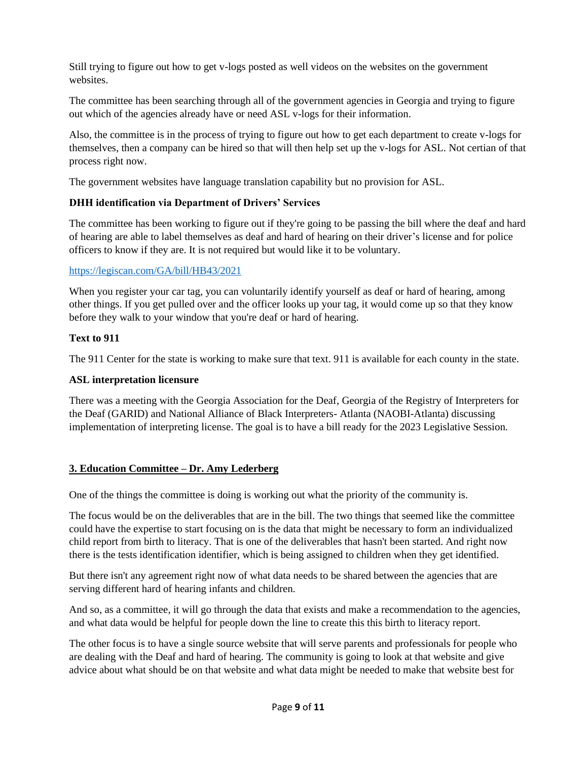Still trying to figure out how to get v-logs posted as well videos on the websites on the government websites.

The committee has been searching through all of the government agencies in Georgia and trying to figure out which of the agencies already have or need ASL v-logs for their information.

Also, the committee is in the process of trying to figure out how to get each department to create v-logs for themselves, then a company can be hired so that will then help set up the v-logs for ASL. Not certian of that process right now.

The government websites have language translation capability but no provision for ASL.

**DHH identification via Department of Drivers' Services**

The committee has been working to figure out if they're going to be passing the bill where the deaf and hard of hearing are able to label themselves as deaf and hard of hearing on their driver's license and for police officers to know if they are. It is not required but would like it to be voluntary.

https://legiscan.com/GA/bill/HB43/2021

When you register your car tag, you can voluntarily identify yourself as deaf or hard of hearing, among other things. If you get pulled over and the officer looks up your tag, it would come up so that they know before they walk to your window that you're deaf or hard of hearing.

**Text to 911**

The 911 Center for the state is working to make sure that text. 911 is available for each county in the state.

**ASL interpretation licensure**

There was a meeting with the Georgia Association for the Deaf, Georgia of the Registry of Interpreters for the Deaf (GARID) and National Alliance of Black Interpreters- Atlanta (NAOBI-Atlanta) discussing implementation of interpreting license. The goal is to have a bill ready for the 2023 Legislative Session.

## 3. Education Committee – Dr. Amy Lederberg

One of the things the committee is doing is working out what the priority of the community is.

The focus would be on the deliverables that are in the bill. The two things that seemed like the committee could have the expertise to start focusing on is the data that might be necessary to form an individualized child report from birth to literacy. That is one of the deliverables that hasn't been started. And right now there is the tests identification identifier, which is being assigned to children when they get identified.

But there isn't any agreement right now of what data needs to be shared between the agencies that are serving different hard of hearing infants and children.

And so, as a committee, it will go through the data that exists and make a recommendation to the agencies, and what data would be helpful for people down the line to create this this birth to literacy report.

The other focus is to have a single source website that will serve parents and professionals for people who are dealing with the Deaf and hard of hearing. The community is going to look at that website and give advice about what should be on that website and what data might be needed to make that website best for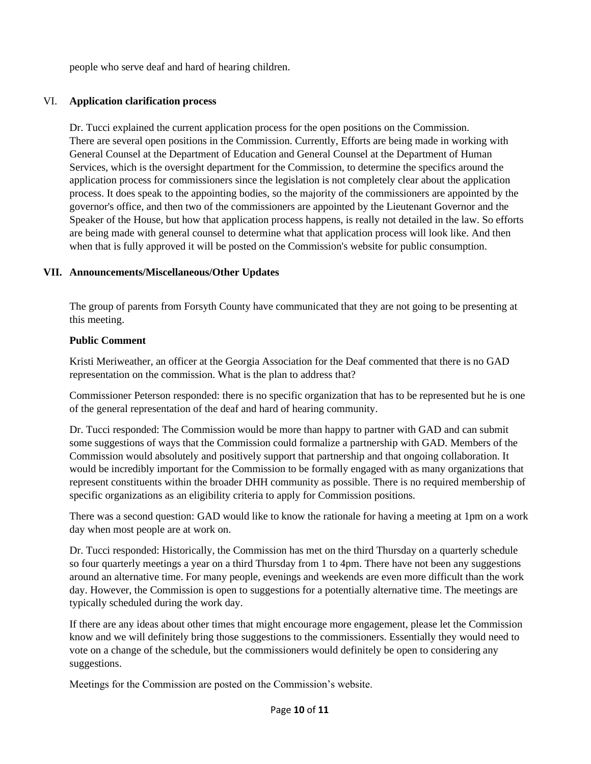people who serve deaf and hard of hearing children.

## VI. **Application clarification process**

Dr. Tucci explained the current application process for the open positions on the Commission. There are several open positions in the Commission. Currently, Efforts are being made in working with General Counsel at the Department of Education and General Counsel at the Department of Human Services, which is the oversight department for the Commission, to determine the specifics around the application process for commissioners since the legislation is not completely clear about the application process. It does speak to the appointing bodies, so the majority of the commissioners are appointed by the governor's office, and then two of the commissioners are appointed by the Lieutenant Governor and the Speaker of the House, but how that application process happens, is really not detailed in the law. So efforts are being made with general counsel to determine what that application process will look like. And then when that is fully approved it will be posted on the Commission's website for public consumption.

## VII. **Announcements/Miscellaneous/Other Updates**

The group of parents from Forsyth County have communicated that they are not going to be presenting at this meeting.

**Public Comment**

Kristi Meriweather, an officer at the Georgia Association for the Deaf commented that there is no GAD representation on the commission. What is the plan to address that?

Commissioner Peterson responded: there is no specific organization that has to be represented but he is one of the general representation of the deaf and hard of hearing community.

Dr. Tucci responded: The Commission would be more than happy to partner with GAD and can submit some suggestions of ways that the Commission could formalize a partnership with GAD. Members of the Commission would absolutely and positively support that partnership and that ongoing collaboration. It would be incredibly important for the Commission to be formally engaged with as many organizations that represent constituents within the broader DHH community as possible. There is no required membership of specific organizations as an eligibility criteria to apply for Commission positions.

There was a second question: GAD would like to know the rationale for having a meeting at 1pm on a work day when most people are at work on.

Dr. Tucci responded: Historically, the Commission has met on the third Thursday on a quarterly schedule so four quarterly meetings a year on a third Thursday from 1 to 4pm. There have not been any suggestions around an alternative time. For many people, evenings and weekends are even more difficult than the work day. However, the Commission is open to suggestions for a potentially alternative time. The meetings are typically scheduled during the work day.

If there are any ideas about other times that might encourage more engagement, please let the Commission know and we will definitely bring those suggestions to the commissioners. Essentially they would need to vote on a change of the schedule, but the commissioners would definitely be open to considering any suggestions.

Meetings for the Commission are posted on the Commission's website.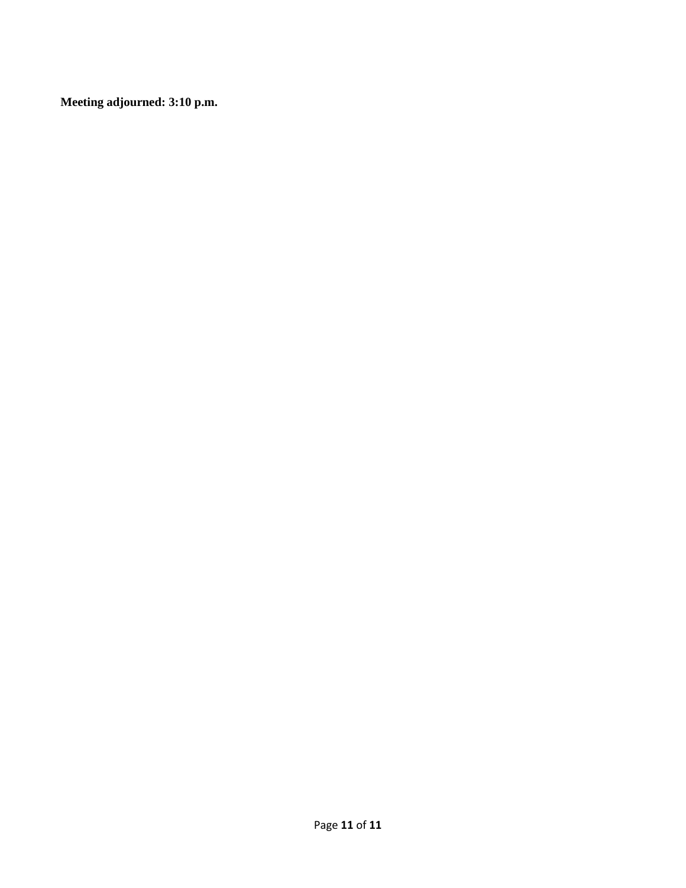**Meeting adjourned: 3:10 p.m.**